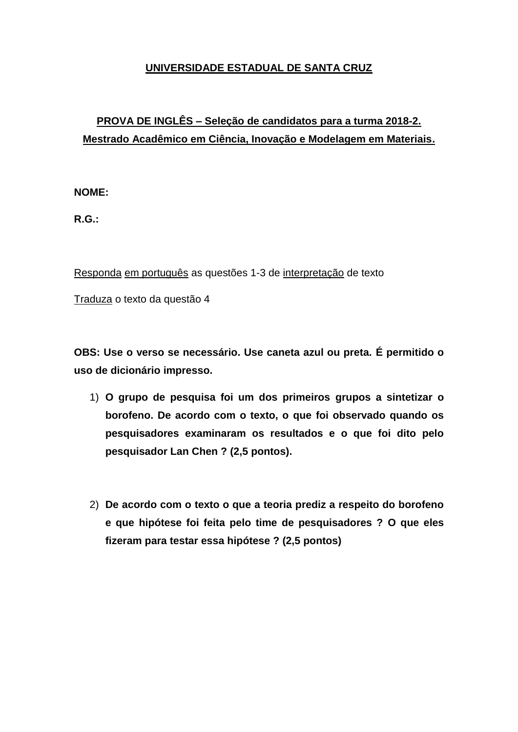**UNIVERSIDADE ESTADUAL DE SANTA CRUZ**

**PROVA DE INGLÊS – Seleção de candidatos para a turma 2018-2.**
**Mestrado Acadêmico em Ciência, Inovação e Modelagem em Materiais.**

**NOME:**

**R.G.:**

Responda em português as questões 1-3 de interpretação de texto

Traduza o texto da questão 4

**OBS: Use o verso se necessário. Use caneta azul ou preta. É permitido o uso de dicionário impresso.**

1) **O grupo de pesquisa foi um dos primeiros grupos a sintetizar o borofeno. De acordo com o texto, o que foi observado quando os pesquisadores examinaram os resultados e o que foi dito pelo pesquisador Lan Chen ? (2,5 pontos).**

2) **De acordo com o texto o que a teoria prediz a respeito do borofeno e que hipótese foi feita pelo time de pesquisadores ? O que eles fizeram para testar essa hipótese ? (2,5 pontos)**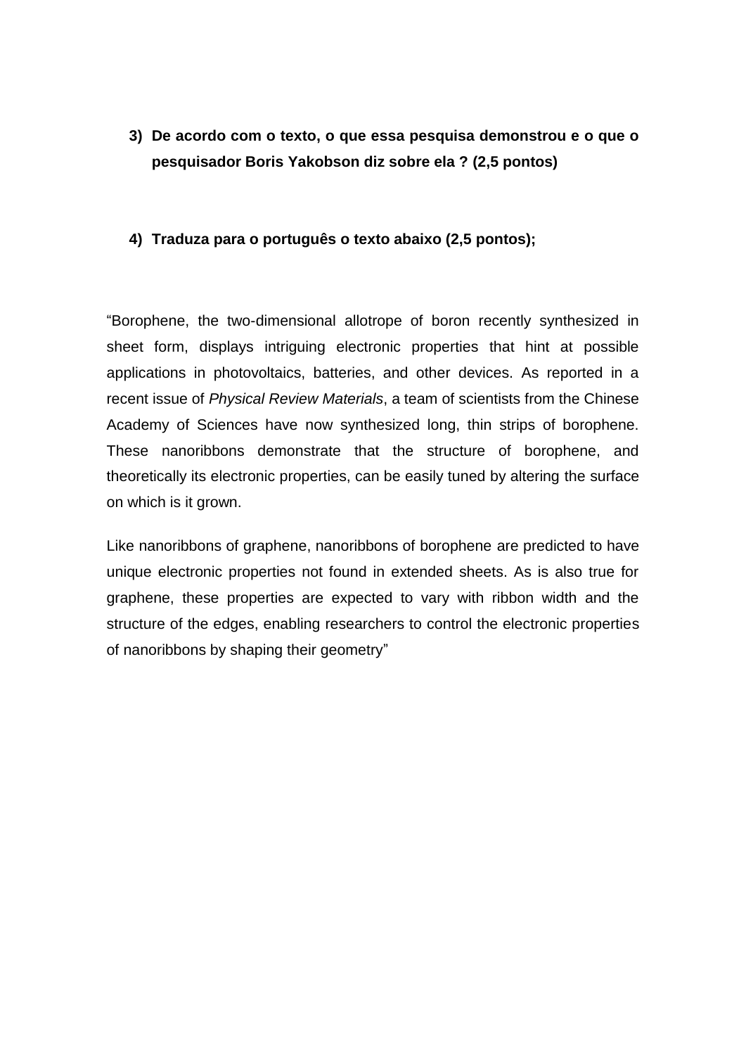3) **De acordo com o texto, o que essa pesquisa demonstrou e o que o pesquisador Boris Yakobson diz sobre ela ? (2,5 pontos)**

4) **Traduza para o português o texto abaixo (2,5 pontos);**

"Borophene, the two-dimensional allotrope of boron recently synthesized in sheet form, displays intriguing electronic properties that hint at possible applications in photovoltaics, batteries, and other devices. As reported in a recent issue of *Physical Review Materials*, a team of scientists from the Chinese Academy of Sciences have now synthesized long, thin strips of borophene. These nanoribbons demonstrate that the structure of borophene, and theoretically its electronic properties, can be easily tuned by altering the surface on which is it grown.

Like nanoribbons of graphene, nanoribbons of borophene are predicted to have unique electronic properties not found in extended sheets. As is also true for graphene, these properties are expected to vary with ribbon width and the structure of the edges, enabling researchers to control the electronic properties of nanoribbons by shaping their geometry"